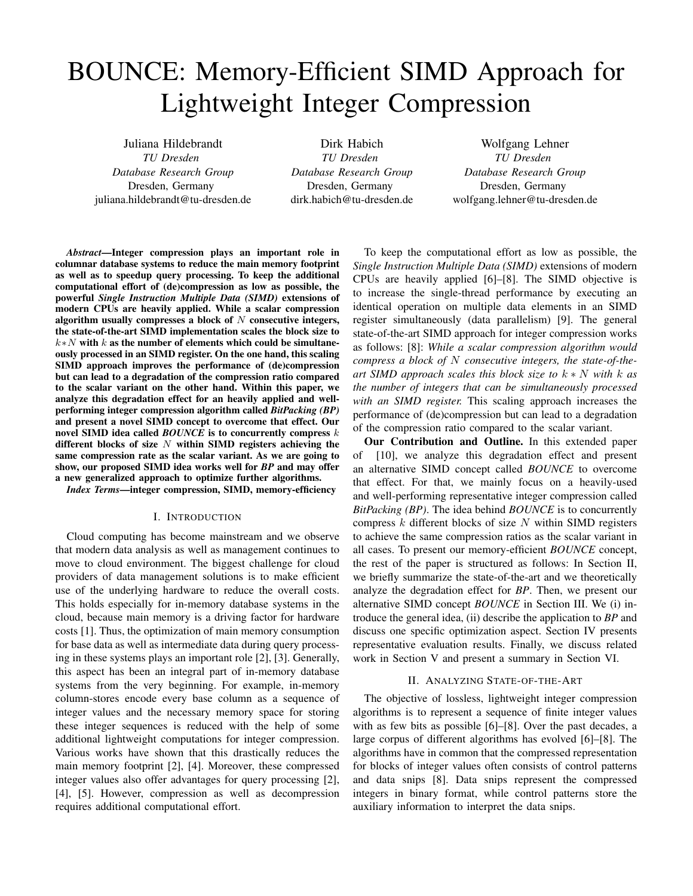# BOUNCE: Memory-Efficient SIMD Approach for Lightweight Integer Compression

Juliana Hildebrandt
*TU Dresden*
*Database Research Group*
Dresden, Germany
juliana.hildebrandt@tu-dresden.de

Dirk Habich
*TU Dresden*
*Database Research Group*
Dresden, Germany
dirk.habich@tu-dresden.de

Wolfgang Lehner
*TU Dresden*
*Database Research Group*
Dresden, Germany
wolfgang.lehner@tu-dresden.de

***Abstract*—Integer compression plays an important role in columnar database systems to reduce the main memory footprint as well as to speedup query processing. To keep the additional computational effort of (de)compression as low as possible, the powerful *Single Instruction Multiple Data (SIMD)* extensions of modern CPUs are heavily applied. While a scalar compression algorithm usually compresses a block of $N$ consecutive integers, the state-of-the-art SIMD implementation scales the block size to $k*N$ with $k$ as the number of elements which could be simultaneously processed in an SIMD register. On the one hand, this scaling SIMD approach improves the performance of (de)compression but can lead to a degradation of the compression ratio compared to the scalar variant on the other hand. Within this paper, we analyze this degradation effect for an heavily applied and well-performing integer compression algorithm called *BitPacking (BP)* and present a novel SIMD concept to overcome that effect. Our novel SIMD idea called *BOUNCE* is to concurrently compress $k$ different blocks of size $N$ within SIMD registers achieving the same compression rate as the scalar variant. As we are going to show, our proposed SIMD idea works well for *BP* and may offer a new generalized approach to optimize further algorithms.**

***Index Terms*—integer compression, SIMD, memory-efficiency**

## I. Introduction

Cloud computing has become mainstream and we observe that modern data analysis as well as management continues to move to cloud environment. The biggest challenge for cloud providers of data management solutions is to make efficient use of the underlying hardware to reduce the overall costs. This holds especially for in-memory database systems in the cloud, because main memory is a driving factor for hardware costs [1]. Thus, the optimization of main memory consumption for base data as well as intermediate data during query processing in these systems plays an important role [2], [3]. Generally, this aspect has been an integral part of in-memory database systems from the very beginning. For example, in-memory column-stores encode every base column as a sequence of integer values and the necessary memory space for storing these integer sequences is reduced with the help of some additional lightweight computations for integer compression. Various works have shown that this drastically reduces the main memory footprint [2], [4]. Moreover, these compressed integer values also offer advantages for query processing [2], [4], [5]. However, compression as well as decompression requires additional computational effort.

To keep the computational effort as low as possible, the *Single Instruction Multiple Data (SIMD)* extensions of modern CPUs are heavily applied [6]–[8]. The SIMD objective is to increase the single-thread performance by executing an identical operation on multiple data elements in an SIMD register simultaneously (data parallelism) [9]. The general state-of-the-art SIMD approach for integer compression works as follows: [8]: *While a scalar compression algorithm would compress a block of $N$ consecutive integers, the state-of-the-art SIMD approach scales this block size to $k*N$ with $k$ as the number of integers that can be simultaneously processed with an SIMD register.* This scaling approach increases the performance of (de)compression but can lead to a degradation of the compression ratio compared to the scalar variant.

**Our Contribution and Outline.** In this extended paper of [10], we analyze this degradation effect and present an alternative SIMD concept called *BOUNCE* to overcome that effect. For that, we mainly focus on a heavily-used and well-performing representative integer compression called *BitPacking (BP)*. The idea behind *BOUNCE* is to concurrently compress $k$ different blocks of size $N$ within SIMD registers to achieve the same compression ratios as the scalar variant in all cases. To present our memory-efficient *BOUNCE* concept, the rest of the paper is structured as follows: In Section II, we briefly summarize the state-of-the-art and we theoretically analyze the degradation effect for *BP*. Then, we present our alternative SIMD concept *BOUNCE* in Section III. We (i) introduce the general idea, (ii) describe the application to *BP* and discuss one specific optimization aspect. Section IV presents representative evaluation results. Finally, we discuss related work in Section V and present a summary in Section VI.

## II. Analyzing State-of-the-Art

The objective of lossless, lightweight integer compression algorithms is to represent a sequence of finite integer values with as few bits as possible [6]–[8]. Over the past decades, a large corpus of different algorithms has evolved [6]–[8]. The algorithms have in common that the compressed representation for blocks of integer values often consists of control patterns and data snips [8]. Data snips represent the compressed integers in binary format, while control patterns store the auxiliary information to interpret the data snips.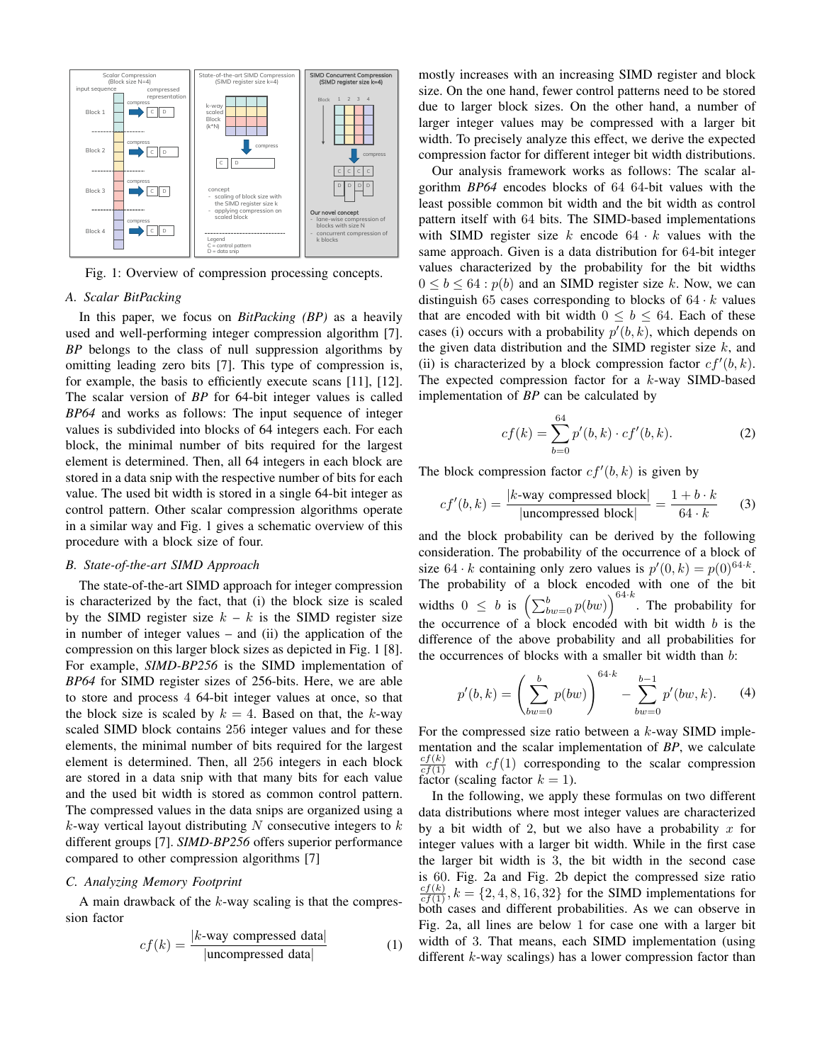Fig. 1: Overview of compression processing concepts.

### A. Scalar BitPacking

In this paper, we focus on *BitPacking (BP)* as a heavily used and well-performing integer compression algorithm [7]. *BP* belongs to the class of null suppression algorithms by omitting leading zero bits [7]. This type of compression is, for example, the basis to efficiently execute scans [11], [12]. The scalar version of *BP* for 64-bit integer values is called *BP64* and works as follows: The input sequence of integer values is subdivided into blocks of 64 integers each. For each block, the minimal number of bits required for the largest element is determined. Then, all 64 integers in each block are stored in a data snip with the respective number of bits for each value. The used bit width is stored in a single 64-bit integer as control pattern. Other scalar compression algorithms operate in a similar way and Fig. 1 gives a schematic overview of this procedure with a block size of four.

### B. State-of-the-art SIMD Approach

The state-of-the-art SIMD approach for integer compression is characterized by the fact, that (i) the block size is scaled by the SIMD register size $k$ – $k$ is the SIMD register size in number of integer values – and (ii) the application of the compression on this larger block sizes as depicted in Fig. 1 [8]. For example, *SIMD-BP256* is the SIMD implementation of *BP64* for SIMD register sizes of 256-bits. Here, we are able to store and process 4 64-bit integer values at once, so that the block size is scaled by $k = 4$. Based on that, the $k$-way scaled SIMD block contains 256 integer values and for these elements, the minimal number of bits required for the largest element is determined. Then, all 256 integers in each block are stored in a data snip with that many bits for each value and the used bit width is stored as common control pattern. The compressed values in the data snips are organized using a $k$-way vertical layout distributing $N$ consecutive integers to $k$ different groups [7]. *SIMD-BP256* offers superior performance compared to other compression algorithms [7]

### C. Analyzing Memory Footprint

A main drawback of the $k$-way scaling is that the compression factor

$$cf(k) = \frac{|k\text{-way compressed data}|}{|\text{uncompressed data}|} \tag{1}$$

mostly increases with an increasing SIMD register and block size. On the one hand, fewer control patterns need to be stored due to larger block sizes. On the other hand, a number of larger integer values may be compressed with a larger bit width. To precisely analyze this effect, we derive the expected compression factor for different integer bit width distributions.

Our analysis framework works as follows: The scalar algorithm *BP64* encodes blocks of 64 64-bit values with the least possible common bit width and the bit width as control pattern itself with 64 bits. The SIMD-based implementations with SIMD register size $k$ encode $64 \cdot k$ values with the same approach. Given is a data distribution for 64-bit integer values characterized by the probability for the bit widths $0 \leq b \leq 64 : p(b)$ and an SIMD register size $k$. Now, we can distinguish 65 cases corresponding to blocks of $64 \cdot k$ values that are encoded with bit width $0 \leq b \leq 64$. Each of these cases (i) occurs with a probability $p'(b, k)$, which depends on the given data distribution and the SIMD register size $k$, and (ii) is characterized by a block compression factor $cf'(b, k)$. The expected compression factor for a $k$-way SIMD-based implementation of *BP* can be calculated by

$$cf(k) = \sum_{b=0}^{64} p'(b, k) \cdot cf'(b, k). \tag{2}$$

The block compression factor $cf'(b, k)$ is given by

$$cf'(b, k) = \frac{|k\text{-way compressed block}|}{|\text{uncompressed block}|} = \frac{1 + b \cdot k}{64 \cdot k} \tag{3}$$

and the block probability can be derived by the following consideration. The probability of the occurrence of a block of size $64 \cdot k$ containing only zero values is $p'(0, k) = p(0)^{64 \cdot k}$. The probability of a block encoded with one of the bit widths $0 \leq b$ is $\left(\sum_{bw=0}^{b} p(bw)\right)^{64 \cdot k}$. The probability for the occurrence of a block encoded with bit width $b$ is the difference of the above probability and all probabilities for the occurrences of blocks with a smaller bit width than $b$:

$$p'(b, k) = \left(\sum_{bw=0}^{b} p(bw)\right)^{64 \cdot k} - \sum_{bw=0}^{b-1} p'(bw, k). \tag{4}$$

For the compressed size ratio between a $k$-way SIMD implementation and the scalar implementation of *BP*, we calculate $\frac{cf(k)}{cf(1)}$ with $cf(1)$ corresponding to the scalar compression factor (scaling factor $k = 1$).

In the following, we apply these formulas on two different data distributions where most integer values are characterized by a bit width of 2, but we also have a probability $x$ for integer values with a larger bit width. While in the first case the larger bit width is 3, the bit width in the second case is 60. Fig. 2a and Fig. 2b depict the compressed size ratio $\frac{cf(k)}{cf(1)}, k = \{2, 4, 8, 16, 32\}$ for the SIMD implementations for both cases and different probabilities. As we can observe in Fig. 2a, all lines are below 1 for case one with a larger bit width of 3. That means, each SIMD implementation (using different $k$-way scalings) has a lower compression factor than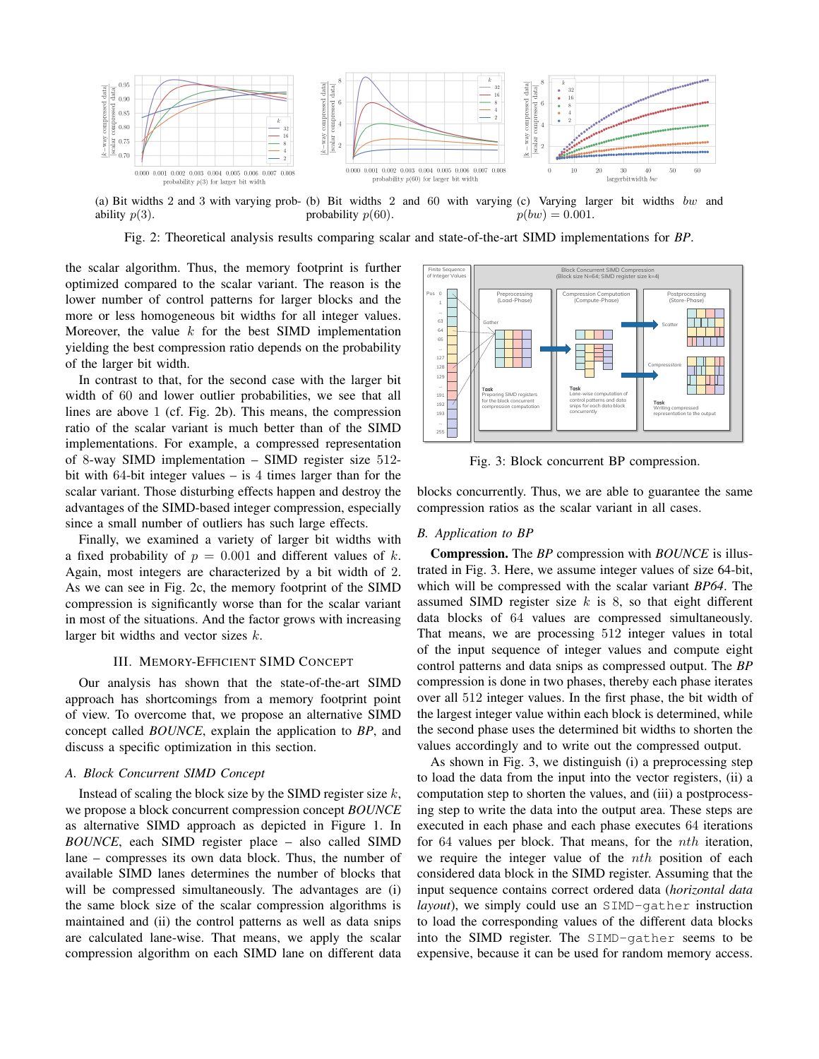(a) Bit widths 2 and 3 with varying probability $p(3)$.

(b) Bit widths 2 and 60 with varying probability $p(60)$.

(c) Varying larger bit widths $bw$ and $p(bw) = 0.001$.

Fig. 2: Theoretical analysis results comparing scalar and state-of-the-art SIMD implementations for *BP*.

the scalar algorithm. Thus, the memory footprint is further optimized compared to the scalar variant. The reason is the lower number of control patterns for larger blocks and the more or less homogeneous bit widths for all integer values. Moreover, the value $k$ for the best SIMD implementation yielding the best compression ratio depends on the probability of the larger bit width.

In contrast to that, for the second case with the larger bit width of 60 and lower outlier probabilities, we see that all lines are above 1 (cf. Fig. 2b). This means, the compression ratio of the scalar variant is much better than of the SIMD implementations. For example, a compressed representation of 8-way SIMD implementation – SIMD register size 512-bit with 64-bit integer values – is 4 times larger than for the scalar variant. Those disturbing effects happen and destroy the advantages of the SIMD-based integer compression, especially since a small number of outliers has such large effects.

Finally, we examined a variety of larger bit widths with a fixed probability of $p = 0.001$ and different values of $k$. Again, most integers are characterized by a bit width of 2. As we can see in Fig. 2c, the memory footprint of the SIMD compression is significantly worse than for the scalar variant in most of the situations. And the factor grows with increasing larger bit widths and vector sizes $k$.

## III. Memory-Efficient SIMD Concept

Our analysis has shown that the state-of-the-art SIMD approach has shortcomings from a memory footprint point of view. To overcome that, we propose an alternative SIMD concept called *BOUNCE*, explain the application to *BP*, and discuss a specific optimization in this section.

### A. Block Concurrent SIMD Concept

Instead of scaling the block size by the SIMD register size $k$, we propose a block concurrent compression concept *BOUNCE* as alternative SIMD approach as depicted in Figure 1. In *BOUNCE*, each SIMD register place – also called SIMD lane – compresses its own data block. Thus, the number of available SIMD lanes determines the number of blocks that will be compressed simultaneously. The advantages are (i) the same block size of the scalar compression algorithms is maintained and (ii) the control patterns as well as data snips are calculated lane-wise. That means, we apply the scalar compression algorithm on each SIMD lane on different data blocks concurrently. Thus, we are able to guarantee the same compression ratios as the scalar variant in all cases.

Fig. 3: Block concurrent BP compression.

### B. Application to BP

**Compression.** The *BP* compression with *BOUNCE* is illustrated in Fig. 3. Here, we assume integer values of size 64-bit, which will be compressed with the scalar variant *BP64*. The assumed SIMD register size $k$ is 8, so that eight different data blocks of 64 values are compressed simultaneously. That means, we are processing 512 integer values in total of the input sequence of integer values and compute eight control patterns and data snips as compressed output. The *BP* compression is done in two phases, thereby each phase iterates over all 512 integer values. In the first phase, the bit width of the largest integer value within each block is determined, while the second phase uses the determined bit widths to shorten the values accordingly and to write out the compressed output.

As shown in Fig. 3, we distinguish (i) a preprocessing step to load the data from the input into the vector registers, (ii) a computation step to shorten the values, and (iii) a postprocessing step to write the data into the output area. These steps are executed in each phase and each phase executes 64 iterations for 64 values per block. That means, for the $nth$ iteration, we require the integer value of the $nth$ position of each considered data block in the SIMD register. Assuming that the input sequence contains correct ordered data (*horizontal data layout*), we simply could use an SIMD-gather instruction to load the corresponding values of the different data blocks into the SIMD register. The SIMD-gather seems to be expensive, because it can be used for random memory access.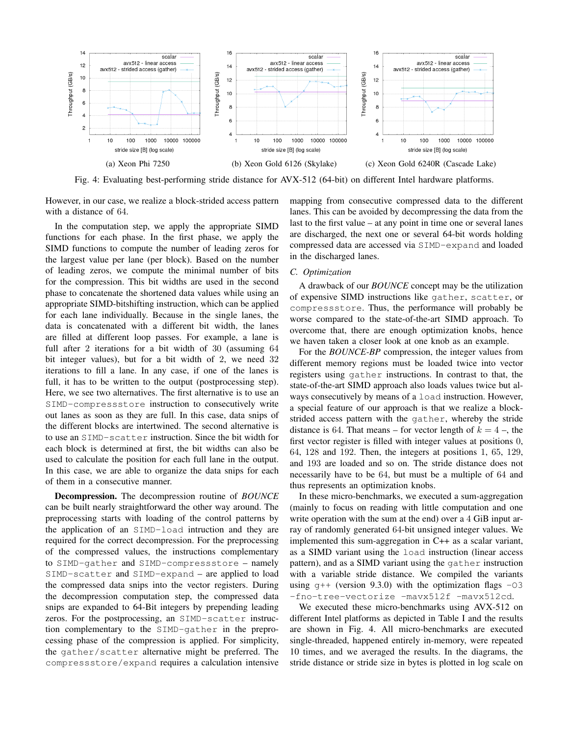(a) Xeon Phi 7250 (b) Xeon Gold 6126 (Skylake) (c) Xeon Gold 6240R (Cascade Lake)

Fig. 4: Evaluating best-performing stride distance for AVX-512 (64-bit) on different Intel hardware platforms.

However, in our case, we realize a block-strided access pattern with a distance of 64.

In the computation step, we apply the appropriate SIMD functions for each phase. In the first phase, we apply the SIMD functions to compute the number of leading zeros for the largest value per lane (per block). Based on the number of leading zeros, we compute the minimal number of bits for the compression. This bit widths are used in the second phase to concatenate the shortened data values while using an appropriate SIMD-bitshifting instruction, which can be applied for each lane individually. Because in the single lanes, the data is concatenated with a different bit width, the lanes are filled at different loop passes. For example, a lane is full after 2 iterations for a bit width of 30 (assuming 64 bit integer values), but for a bit width of 2, we need 32 iterations to fill a lane. In any case, if one of the lanes is full, it has to be written to the output (postprocessing step). Here, we see two alternatives. The first alternative is to use an `SIMD-compressstore` instruction to consecutively write out lanes as soon as they are full. In this case, data snips of the different blocks are intertwined. The second alternative is to use an `SIMD-scatter` instruction. Since the bit width for each block is determined at first, the bit widths can also be used to calculate the position for each full lane in the output. In this case, we are able to organize the data snips for each of them in a consecutive manner.

**Decompression.** The decompression routine of *BOUNCE* can be built nearly straightforward the other way around. The preprocessing starts with loading of the control patterns by the application of an `SIMD-load` intruction and they are required for the correct decompression. For the preprocessing of the compressed values, the instructions complementary to `SIMD-gather` and `SIMD-compressstore` – namely `SIMD-scatter` and `SIMD-expand` – are applied to load the compressed data snips into the vector registers. During the decompression computation step, the compressed data snips are expanded to 64-Bit integers by prepending leading zeros. For the postprocessing, an `SIMD-scatter` instruction complementary to the `SIMD-gather` in the preprocessing phase of the compression is applied. For simplicity, the `gather/scatter` alternative might be preferred. The `compressstore/expand` requires a calculation intensive mapping from consecutive compressed data to the different lanes. This can be avoided by decompressing the data from the last to the first value – at any point in time one or several lanes are discharged, the next one or several 64-bit words holding compressed data are accessed via `SIMD-expand` and loaded in the discharged lanes.

### C. Optimization

A drawback of our *BOUNCE* concept may be the utilization of expensive SIMD instructions like `gather`, `scatter`, or `compressstore`. Thus, the performance will probably be worse compared to the state-of-the-art SIMD approach. To overcome that, there are enough optimization knobs, hence we haven taken a closer look at one knob as an example.

For the *BOUNCE-BP* compression, the integer values from different memory regions must be loaded twice into vector registers using `gather` instructions. In contrast to that, the state-of-the-art SIMD approach also loads values twice but always consecutively by means of a `load` instruction. However, a special feature of our approach is that we realize a block-strided access pattern with the `gather`, whereby the stride distance is 64. That means – for vector length of $k = 4$ –, the first vector register is filled with integer values at positions 0, 64, 128 and 192. Then, the integers at positions 1, 65, 129, and 193 are loaded and so on. The stride distance does not necessarily have to be 64, but must be a multiple of 64 and thus represents an optimization knobs.

In these micro-benchmarks, we executed a sum-aggregation (mainly to focus on reading with little computation and one write operation with the sum at the end) over a 4 GiB input array of randomly generated 64-bit unsigned integer values. We implemented this sum-aggregation in C++ as a scalar variant, as a SIMD variant using the `load` instruction (linear access pattern), and as a SIMD variant using the `gather` instruction with a variable stride distance. We compiled the variants using `g++` (version 9.3.0) with the optimization flags `-O3 -fno-tree-vectorize -mavx512f -mavx512cd`.

We executed these micro-benchmarks using AVX-512 on different Intel platforms as depicted in Table I and the results are shown in Fig. 4. All micro-benchmarks are executed single-threaded, happened entirely in-memory, were repeated 10 times, and we averaged the results. In the diagrams, the stride distance or stride size in bytes is plotted in log scale on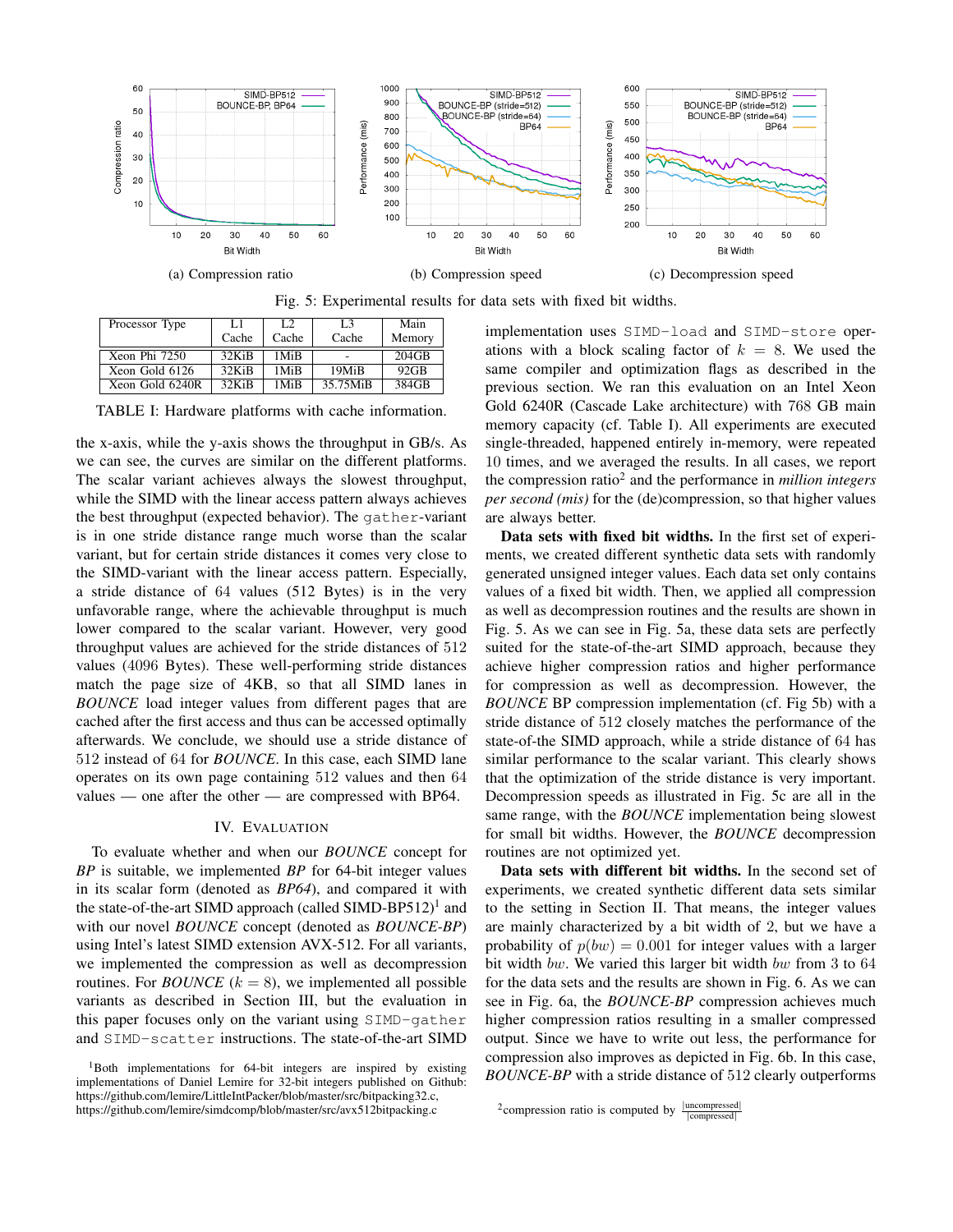(a) Compression ratio

(b) Compression speed

(c) Decompression speed

Fig. 5: Experimental results for data sets with fixed bit widths.

| Processor Type | L1 Cache | L2 Cache | L3 Cache | Main Memory |
|---|---|---|---|---|
| Xeon Phi 7250 | 32KiB | 1MiB | - | 204GB |
| Xeon Gold 6126 | 32KiB | 1MiB | 19MiB | 92GB |
| Xeon Gold 6240R | 32KiB | 1MiB | 35.75MiB | 384GB |

TABLE I: Hardware platforms with cache information.

the x-axis, while the y-axis shows the throughput in GB/s. As we can see, the curves are similar on the different platforms. The scalar variant achieves always the slowest throughput, while the SIMD with the linear access pattern always achieves the best throughput (expected behavior). The `gather`-variant is in one stride distance range much worse than the scalar variant, but for certain stride distances it comes very close to the SIMD-variant with the linear access pattern. Especially, a stride distance of 64 values (512 Bytes) is in the very unfavorable range, where the achievable throughput is much lower compared to the scalar variant. However, very good throughput values are achieved for the stride distances of 512 values (4096 Bytes). These well-performing stride distances match the page size of 4KB, so that all SIMD lanes in *BOUNCE* load integer values from different pages that are cached after the first access and thus can be accessed optimally afterwards. We conclude, we should use a stride distance of 512 instead of 64 for *BOUNCE*. In this case, each SIMD lane operates on its own page containing 512 values and then 64 values — one after the other — are compressed with BP64.

## IV. Evaluation

To evaluate whether and when our *BOUNCE* concept for *BP* is suitable, we implemented *BP* for 64-bit integer values in its scalar form (denoted as *BP64*), and compared it with the state-of-the-art SIMD approach (called SIMD-BP512)[1] and with our novel *BOUNCE* concept (denoted as *BOUNCE-BP*) using Intel's latest SIMD extension AVX-512. For all variants, we implemented the compression as well as decompression routines. For *BOUNCE* ($k = 8$), we implemented all possible variants as described in Section III, but the evaluation in this paper focuses only on the variant using `SIMD-gather` and `SIMD-scatter` instructions. The state-of-the-art SIMD implementation uses `SIMD-load` and `SIMD-store` operations with a block scaling factor of $k = 8$. We used the same compiler and optimization flags as described in the previous section. We ran this evaluation on an Intel Xeon Gold 6240R (Cascade Lake architecture) with 768 GB main memory capacity (cf. Table I). All experiments are executed single-threaded, happened entirely in-memory, were repeated 10 times, and we averaged the results. In all cases, we report the compression ratio[2] and the performance in *million integers per second (mis)* for the (de)compression, so that higher values are always better.

**Data sets with fixed bit widths.** In the first set of experiments, we created different synthetic data sets with randomly generated unsigned integer values. Each data set only contains values of a fixed bit width. Then, we applied all compression as well as decompression routines and the results are shown in Fig. 5. As we can see in Fig. 5a, these data sets are perfectly suited for the state-of-the-art SIMD approach, because they achieve higher compression ratios and higher performance for compression as well as decompression. However, the *BOUNCE* BP compression implementation (cf. Fig 5b) with a stride distance of 512 closely matches the performance of the state-of-the SIMD approach, while a stride distance of 64 has similar performance to the scalar variant. This clearly shows that the optimization of the stride distance is very important. Decompression speeds as illustrated in Fig. 5c are all in the same range, with the *BOUNCE* implementation being slowest for small bit widths. However, the *BOUNCE* decompression routines are not optimized yet.

**Data sets with different bit widths.** In the second set of experiments, we created synthetic different data sets similar to the setting in Section II. That means, the integer values are mainly characterized by a bit width of 2, but we have a probability of $p(bw) = 0.001$ for integer values with a larger bit width $bw$. We varied this larger bit width $bw$ from 3 to 64 for the data sets and the results are shown in Fig. 6. As we can see in Fig. 6a, the *BOUNCE-BP* compression achieves much higher compression ratios resulting in a smaller compressed output. Since we have to write out less, the performance for compression also improves as depicted in Fig. 6b. In this case, *BOUNCE-BP* with a stride distance of 512 clearly outperforms

[1] Both implementations for 64-bit integers are inspired by existing implementations of Daniel Lemire for 32-bit integers published on Github: https://github.com/lemire/LittleIntPacker/blob/master/src/bitpacking32.c, https://github.com/lemire/simdcomp/blob/master/src/avx512bitpacking.c

[2] compression ratio is computed by $\frac{|\text{uncompressed}|}{|\text{compressed}|}$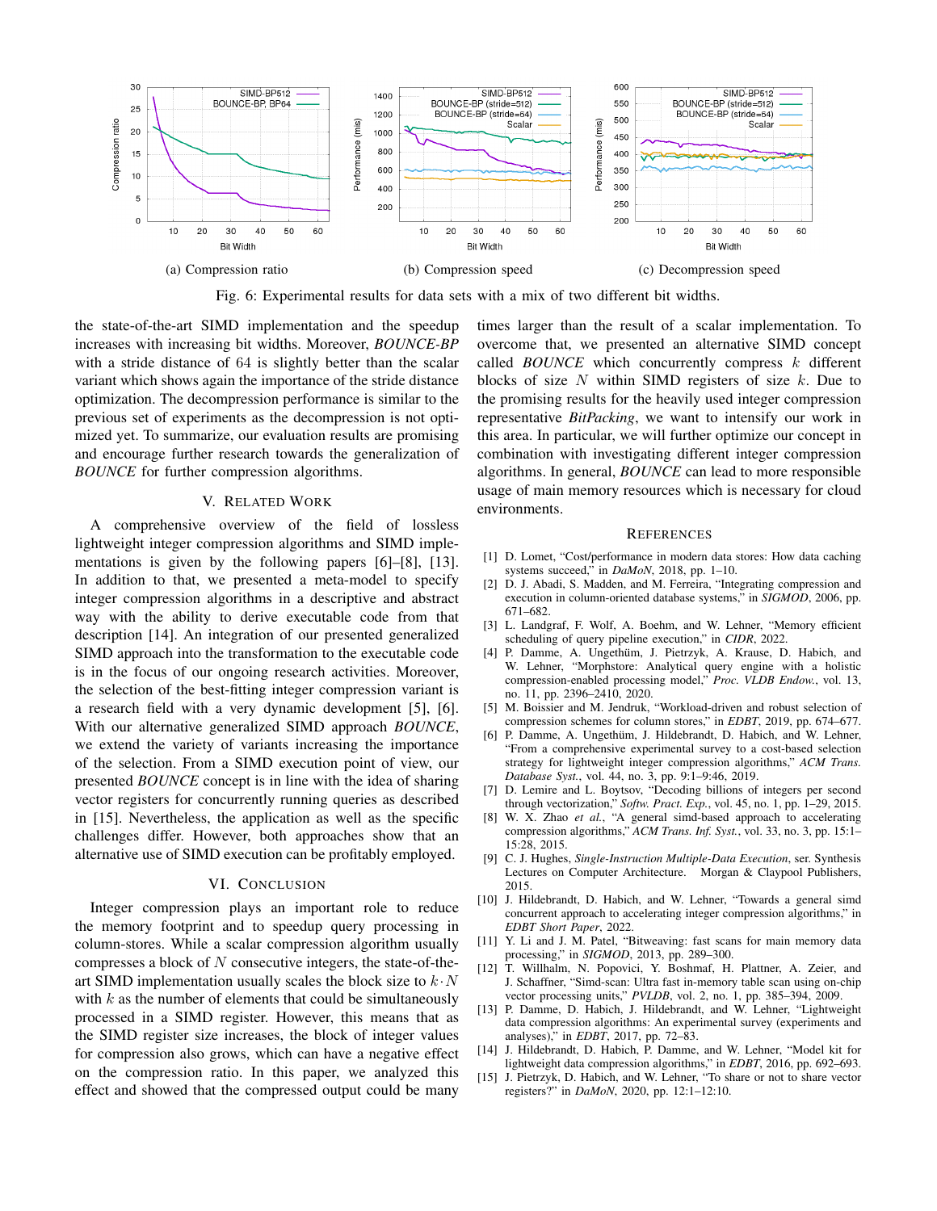30
25
20
15
10
5
0
Compression ratio
10 20 30 40 50 60
Bit Width
SIMD-BP512
BOUNCE-BP, BP64

(a) Compression ratio

1400
1200
1000
800
600
400
200
Performance (mis)
10 20 30 40 50 60
Bit Width
SIMD-BP512
BOUNCE-BP (stride=512)
BOUNCE-BP (stride=64)
Scalar

(b) Compression speed

600
550
500
450
400
350
300
250
200
Performance (mis)
10 20 30 40 50 60
Bit Width
SIMD-BP512
BOUNCE-BP (stride=512)
BOUNCE-BP (stride=64)
Scalar

(c) Decompression speed

Fig. 6: Experimental results for data sets with a mix of two different bit widths.

the state-of-the-art SIMD implementation and the speedup increases with increasing bit widths. Moreover, *BOUNCE-BP* with a stride distance of 64 is slightly better than the scalar variant which shows again the importance of the stride distance optimization. The decompression performance is similar to the previous set of experiments as the decompression is not optimized yet. To summarize, our evaluation results are promising and encourage further research towards the generalization of *BOUNCE* for further compression algorithms.

## V. Related Work

A comprehensive overview of the field of lossless lightweight integer compression algorithms and SIMD implementations is given by the following papers [6]–[8], [13]. In addition to that, we presented a meta-model to specify integer compression algorithms in a descriptive and abstract way with the ability to derive executable code from that description [14]. An integration of our presented generalized SIMD approach into the transformation to the executable code is in the focus of our ongoing research activities. Moreover, the selection of the best-fitting integer compression variant is a research field with a very dynamic development [5], [6]. With our alternative generalized SIMD approach *BOUNCE*, we extend the variety of variants increasing the importance of the selection. From a SIMD execution point of view, our presented *BOUNCE* concept is in line with the idea of sharing vector registers for concurrently running queries as described in [15]. Nevertheless, the application as well as the specific challenges differ. However, both approaches show that an alternative use of SIMD execution can be profitably employed.

## VI. Conclusion

Integer compression plays an important role to reduce the memory footprint and to speedup query processing in column-stores. While a scalar compression algorithm usually compresses a block of $N$ consecutive integers, the state-of-the-art SIMD implementation usually scales the block size to $k \cdot N$ with $k$ as the number of elements that could be simultaneously processed in a SIMD register. However, this means that as the SIMD register size increases, the block of integer values for compression also grows, which can have a negative effect on the compression ratio. In this paper, we analyzed this effect and showed that the compressed output could be many times larger than the result of a scalar implementation. To overcome that, we presented an alternative SIMD concept called *BOUNCE* which concurrently compress $k$ different blocks of size $N$ within SIMD registers of size $k$. Due to the promising results for the heavily used integer compression representative *BitPacking*, we want to intensify our work in this area. In particular, we will further optimize our concept in combination with investigating different integer compression algorithms. In general, *BOUNCE* can lead to more responsible usage of main memory resources which is necessary for cloud environments.

## References

[1] D. Lomet, "Cost/performance in modern data stores: How data caching systems succeed," in *DaMoN*, 2018, pp. 1–10.

[2] D. J. Abadi, S. Madden, and M. Ferreira, "Integrating compression and execution in column-oriented database systems," in *SIGMOD*, 2006, pp. 671–682.

[3] L. Landgraf, F. Wolf, A. Boehm, and W. Lehner, "Memory efficient scheduling of query pipeline execution," in *CIDR*, 2022.

[4] P. Damme, A. Ungethüm, J. Pietrzyk, A. Krause, D. Habich, and W. Lehner, "Morphstore: Analytical query engine with a holistic compression-enabled processing model," *Proc. VLDB Endow.*, vol. 13, no. 11, pp. 2396–2410, 2020.

[5] M. Boissier and M. Jendruk, "Workload-driven and robust selection of compression schemes for column stores," in *EDBT*, 2019, pp. 674–677.

[6] P. Damme, A. Ungethüm, J. Hildebrandt, D. Habich, and W. Lehner, "From a comprehensive experimental survey to a cost-based selection strategy for lightweight integer compression algorithms," *ACM Trans. Database Syst.*, vol. 44, no. 3, pp. 9:1–9:46, 2019.

[7] D. Lemire and L. Boytsov, "Decoding billions of integers per second through vectorization," *Softw. Pract. Exp.*, vol. 45, no. 1, pp. 1–29, 2015.

[8] W. X. Zhao *et al.*, "A general simd-based approach to accelerating compression algorithms," *ACM Trans. Inf. Syst.*, vol. 33, no. 3, pp. 15:1–15:28, 2015.

[9] C. J. Hughes, *Single-Instruction Multiple-Data Execution*, ser. Synthesis Lectures on Computer Architecture. Morgan & Claypool Publishers, 2015.

[10] J. Hildebrandt, D. Habich, and W. Lehner, "Towards a general simd concurrent approach to accelerating integer compression algorithms," in *EDBT Short Paper*, 2022.

[11] Y. Li and J. M. Patel, "Bitweaving: fast scans for main memory data processing," in *SIGMOD*, 2013, pp. 289–300.

[12] T. Willhalm, N. Popovici, Y. Boshmaf, H. Plattner, A. Zeier, and J. Schaffner, "Simd-scan: Ultra fast in-memory table scan using on-chip vector processing units," *PVLDB*, vol. 2, no. 1, pp. 385–394, 2009.

[13] P. Damme, D. Habich, J. Hildebrandt, and W. Lehner, "Lightweight data compression algorithms: An experimental survey (experiments and analyses)," in *EDBT*, 2017, pp. 72–83.

[14] J. Hildebrandt, D. Habich, P. Damme, and W. Lehner, "Model kit for lightweight data compression algorithms," in *EDBT*, 2016, pp. 692–693.

[15] J. Pietrzyk, D. Habich, and W. Lehner, "To share or not to share vector registers?" in *DaMoN*, 2020, pp. 12:1–12:10.